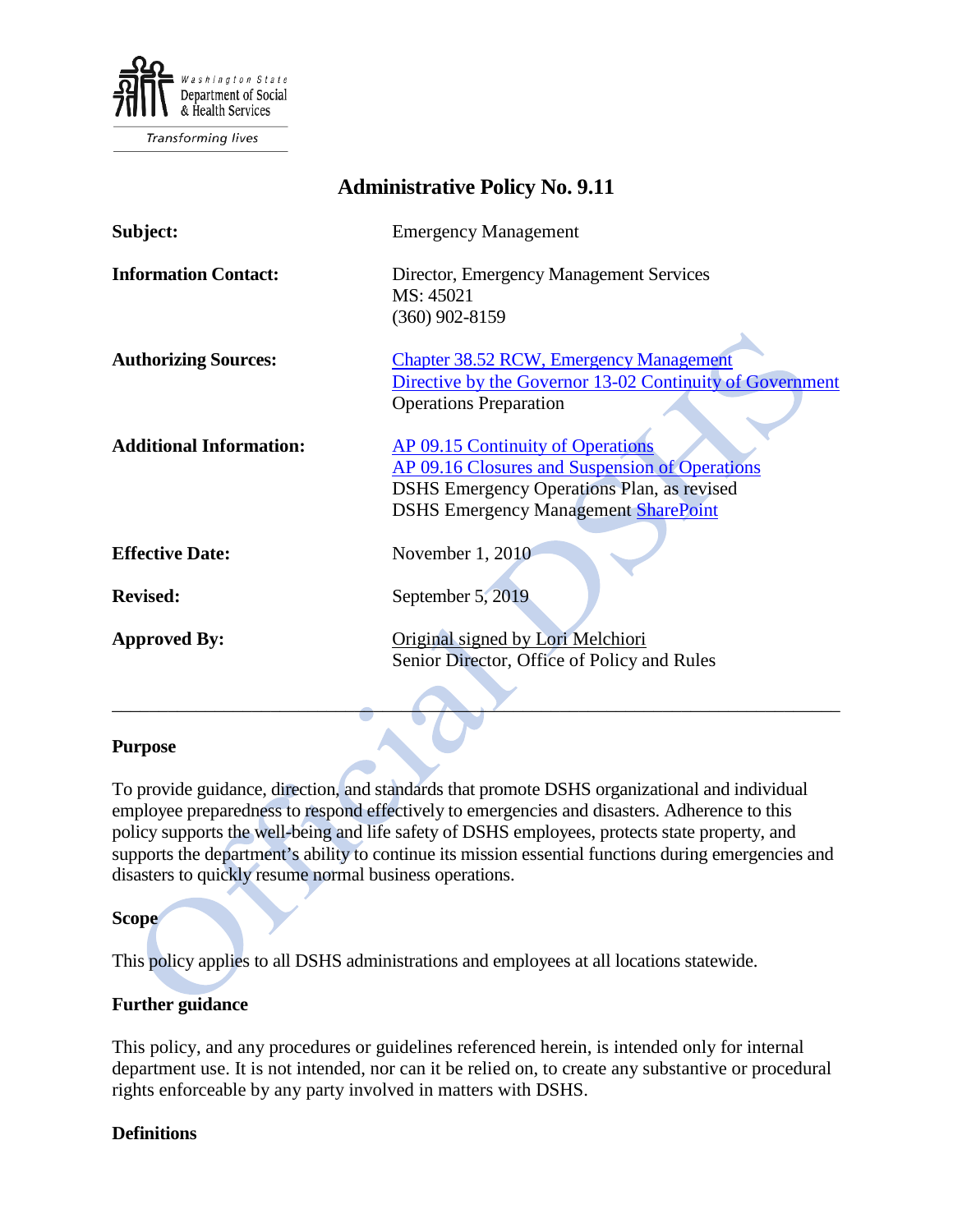Washington State Department of Social & Health Services

Transforming lives

# Administrative Policy No. 9.11

| | |
|---|---|
| **Subject:** | Emergency Management |
| **Information Contact:** | Director, Emergency Management Services<br>MS: 45021<br>(360) 902-8159 |
| **Authorizing Sources:** | Chapter 38.52 RCW, Emergency Management<br>Directive by the Governor 13-02 Continuity of Government Operations Preparation |
| **Additional Information:** | AP 09.15 Continuity of Operations<br>AP 09.16 Closures and Suspension of Operations<br>DSHS Emergency Operations Plan, as revised<br>DSHS Emergency Management SharePoint |
| **Effective Date:** | November 1, 2010 |
| **Revised:** | September 5, 2019 |
| **Approved By:** | Original signed by Lori Melchiori<br>Senior Director, Office of Policy and Rules |

---

## Purpose

To provide guidance, direction, and standards that promote DSHS organizational and individual employee preparedness to respond effectively to emergencies and disasters. Adherence to this policy supports the well-being and life safety of DSHS employees, protects state property, and supports the department's ability to continue its mission essential functions during emergencies and disasters to quickly resume normal business operations.

## Scope

This policy applies to all DSHS administrations and employees at all locations statewide.

## Further guidance

This policy, and any procedures or guidelines referenced herein, is intended only for internal department use. It is not intended, nor can it be relied on, to create any substantive or procedural rights enforceable by any party involved in matters with DSHS.

## Definitions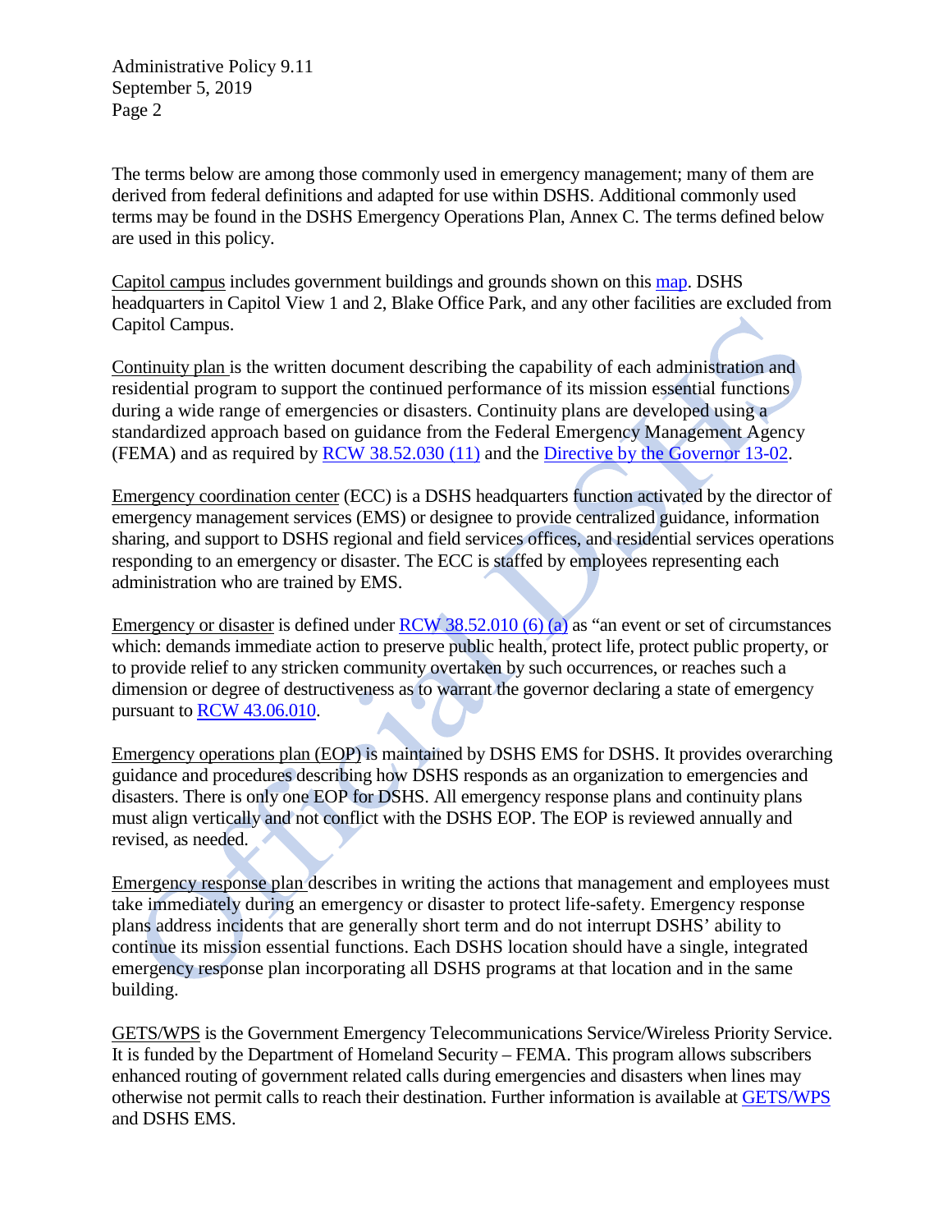The terms below are among those commonly used in emergency management; many of them are derived from federal definitions and adapted for use within DSHS. Additional commonly used terms may be found in the DSHS Emergency Operations Plan, Annex C. The terms defined below are used in this policy.

Capitol campus includes government buildings and grounds shown on this map. DSHS headquarters in Capitol View 1 and 2, Blake Office Park, and any other facilities are excluded from Capitol Campus.

Continuity plan is the written document describing the capability of each administration and residential program to support the continued performance of its mission essential functions during a wide range of emergencies or disasters. Continuity plans are developed using a standardized approach based on guidance from the Federal Emergency Management Agency (FEMA) and as required by RCW 38.52.030 (11) and the Directive by the Governor 13-02.

Emergency coordination center (ECC) is a DSHS headquarters function activated by the director of emergency management services (EMS) or designee to provide centralized guidance, information sharing, and support to DSHS regional and field services offices, and residential services operations responding to an emergency or disaster. The ECC is staffed by employees representing each administration who are trained by EMS.

Emergency or disaster is defined under RCW 38.52.010 (6) (a) as "an event or set of circumstances which: demands immediate action to preserve public health, protect life, protect public property, or to provide relief to any stricken community overtaken by such occurrences, or reaches such a dimension or degree of destructiveness as to warrant the governor declaring a state of emergency pursuant to RCW 43.06.010.

Emergency operations plan (EOP) is maintained by DSHS EMS for DSHS. It provides overarching guidance and procedures describing how DSHS responds as an organization to emergencies and disasters. There is only one EOP for DSHS. All emergency response plans and continuity plans must align vertically and not conflict with the DSHS EOP. The EOP is reviewed annually and revised, as needed.

Emergency response plan describes in writing the actions that management and employees must take immediately during an emergency or disaster to protect life-safety. Emergency response plans address incidents that are generally short term and do not interrupt DSHS' ability to continue its mission essential functions. Each DSHS location should have a single, integrated emergency response plan incorporating all DSHS programs at that location and in the same building.

GETS/WPS is the Government Emergency Telecommunications Service/Wireless Priority Service. It is funded by the Department of Homeland Security – FEMA. This program allows subscribers enhanced routing of government related calls during emergencies and disasters when lines may otherwise not permit calls to reach their destination. Further information is available at GETS/WPS and DSHS EMS.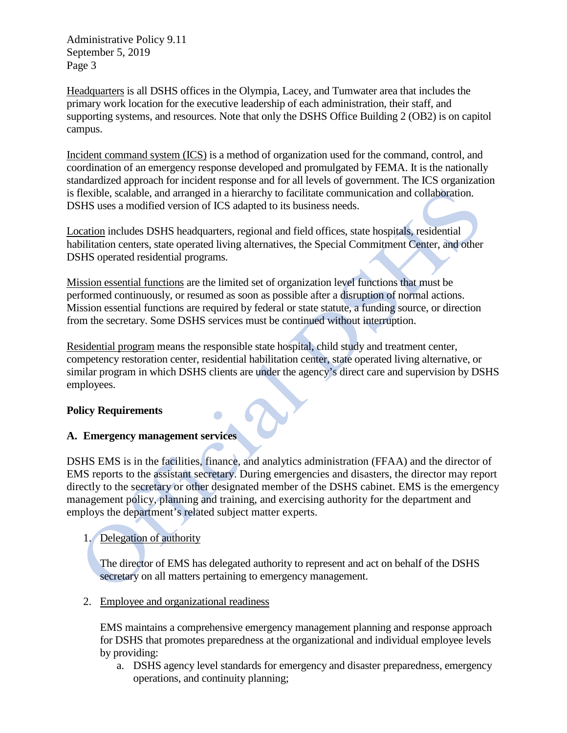Headquarters is all DSHS offices in the Olympia, Lacey, and Tumwater area that includes the primary work location for the executive leadership of each administration, their staff, and supporting systems, and resources. Note that only the DSHS Office Building 2 (OB2) is on capitol campus.

Incident command system (ICS) is a method of organization used for the command, control, and coordination of an emergency response developed and promulgated by FEMA. It is the nationally standardized approach for incident response and for all levels of government. The ICS organization is flexible, scalable, and arranged in a hierarchy to facilitate communication and collaboration. DSHS uses a modified version of ICS adapted to its business needs.

Location includes DSHS headquarters, regional and field offices, state hospitals, residential habilitation centers, state operated living alternatives, the Special Commitment Center, and other DSHS operated residential programs.

Mission essential functions are the limited set of organization level functions that must be performed continuously, or resumed as soon as possible after a disruption of normal actions. Mission essential functions are required by federal or state statute, a funding source, or direction from the secretary. Some DSHS services must be continued without interruption.

Residential program means the responsible state hospital, child study and treatment center, competency restoration center, residential habilitation center, state operated living alternative, or similar program in which DSHS clients are under the agency's direct care and supervision by DSHS employees.

**Policy Requirements**

**A. Emergency management services**

DSHS EMS is in the facilities, finance, and analytics administration (FFAA) and the director of EMS reports to the assistant secretary. During emergencies and disasters, the director may report directly to the secretary or other designated member of the DSHS cabinet. EMS is the emergency management policy, planning and training, and exercising authority for the department and employs the department's related subject matter experts.

1. Delegation of authority

   The director of EMS has delegated authority to represent and act on behalf of the DSHS secretary on all matters pertaining to emergency management.

2. Employee and organizational readiness

   EMS maintains a comprehensive emergency management planning and response approach for DSHS that promotes preparedness at the organizational and individual employee levels by providing:

   a. DSHS agency level standards for emergency and disaster preparedness, emergency operations, and continuity planning;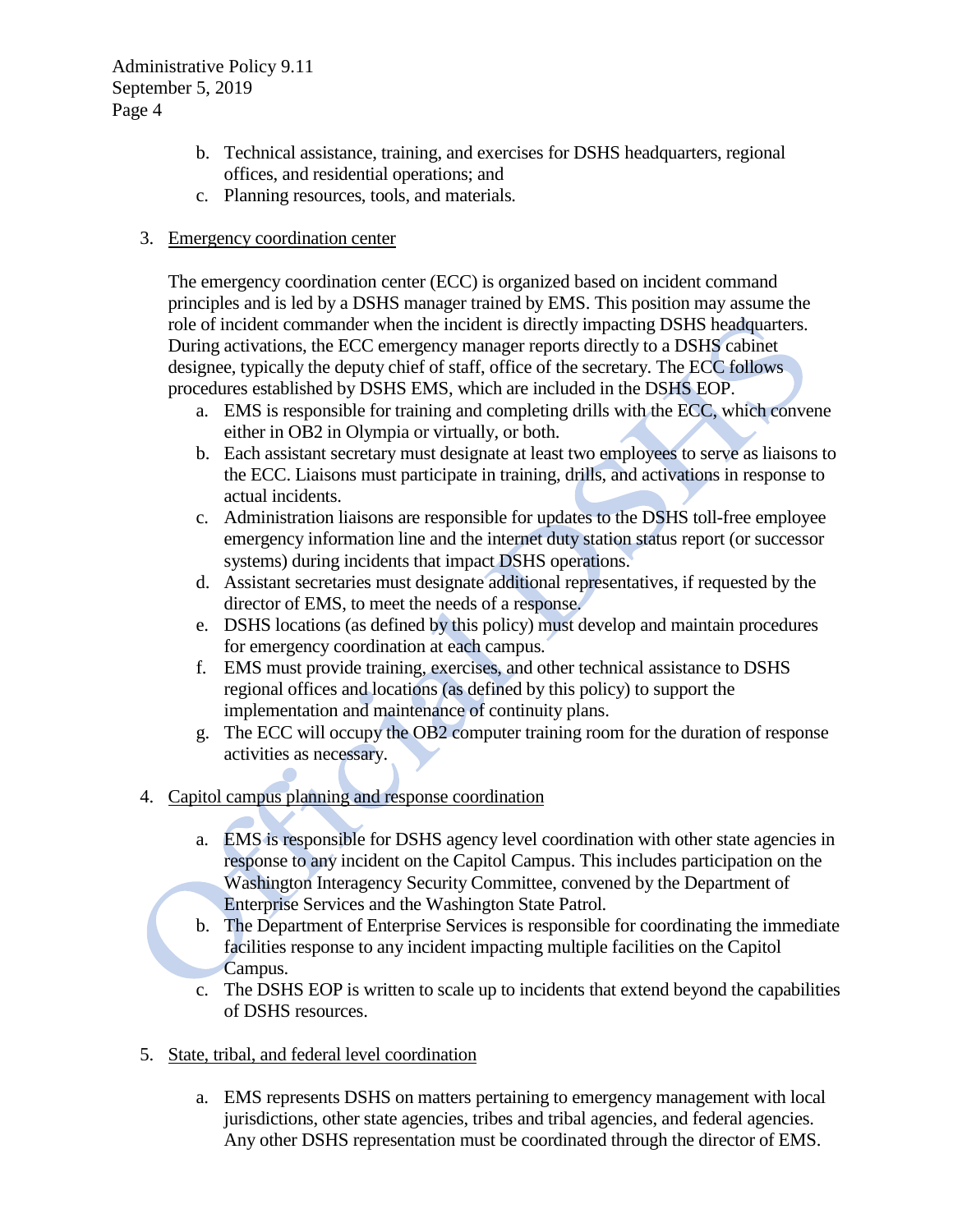b. Technical assistance, training, and exercises for DSHS headquarters, regional offices, and residential operations; and
   c. Planning resources, tools, and materials.

3. Emergency coordination center

   The emergency coordination center (ECC) is organized based on incident command principles and is led by a DSHS manager trained by EMS. This position may assume the role of incident commander when the incident is directly impacting DSHS headquarters. During activations, the ECC emergency manager reports directly to a DSHS cabinet designee, typically the deputy chief of staff, office of the secretary. The ECC follows procedures established by DSHS EMS, which are included in the DSHS EOP.

   a. EMS is responsible for training and completing drills with the ECC, which convene either in OB2 in Olympia or virtually, or both.
   b. Each assistant secretary must designate at least two employees to serve as liaisons to the ECC. Liaisons must participate in training, drills, and activations in response to actual incidents.
   c. Administration liaisons are responsible for updates to the DSHS toll-free employee emergency information line and the internet duty station status report (or successor systems) during incidents that impact DSHS operations.
   d. Assistant secretaries must designate additional representatives, if requested by the director of EMS, to meet the needs of a response.
   e. DSHS locations (as defined by this policy) must develop and maintain procedures for emergency coordination at each campus.
   f. EMS must provide training, exercises, and other technical assistance to DSHS regional offices and locations (as defined by this policy) to support the implementation and maintenance of continuity plans.
   g. The ECC will occupy the OB2 computer training room for the duration of response activities as necessary.

4. Capitol campus planning and response coordination

   a. EMS is responsible for DSHS agency level coordination with other state agencies in response to any incident on the Capitol Campus. This includes participation on the Washington Interagency Security Committee, convened by the Department of Enterprise Services and the Washington State Patrol.
   b. The Department of Enterprise Services is responsible for coordinating the immediate facilities response to any incident impacting multiple facilities on the Capitol Campus.
   c. The DSHS EOP is written to scale up to incidents that extend beyond the capabilities of DSHS resources.

5. State, tribal, and federal level coordination

   a. EMS represents DSHS on matters pertaining to emergency management with local jurisdictions, other state agencies, tribes and tribal agencies, and federal agencies. Any other DSHS representation must be coordinated through the director of EMS.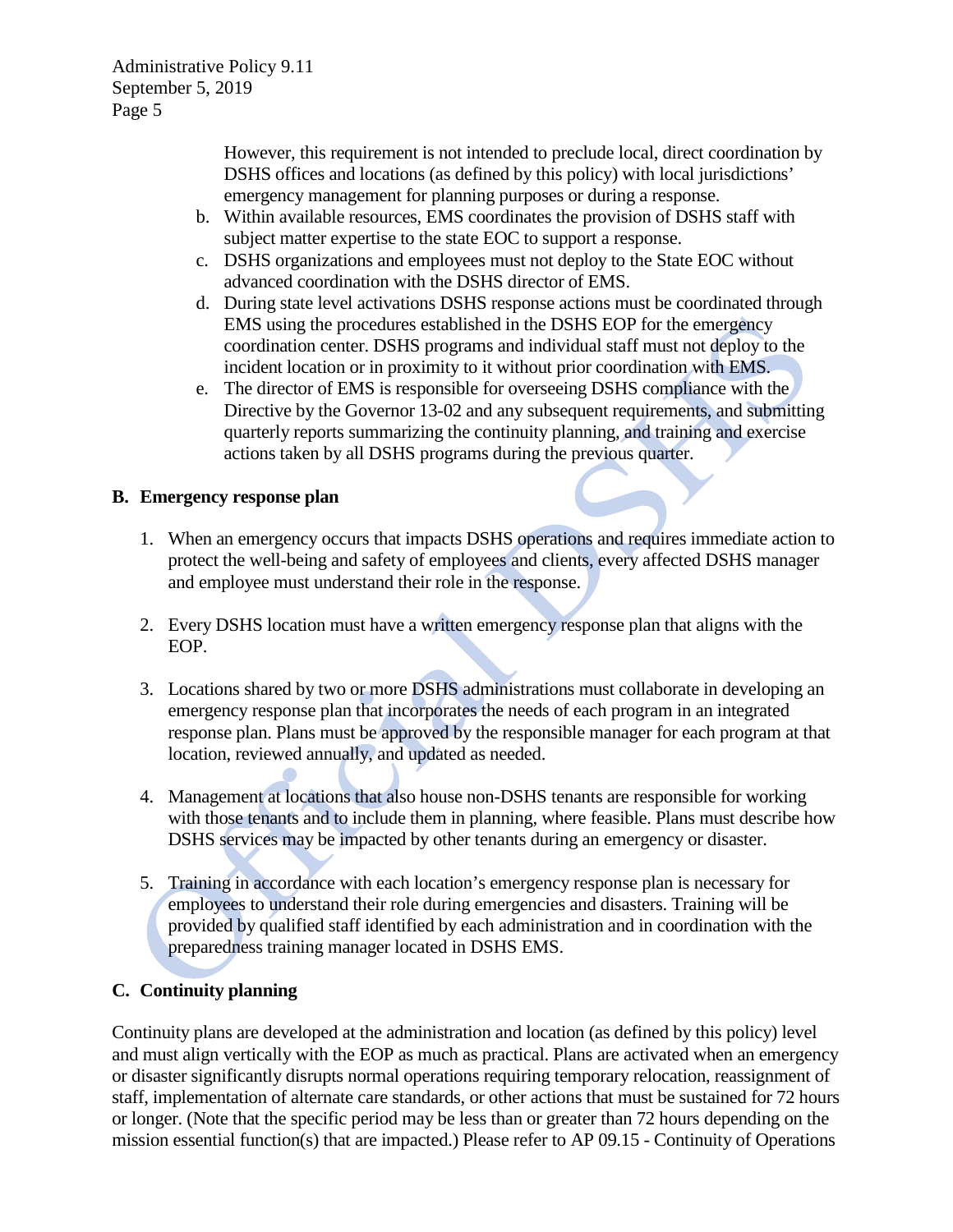However, this requirement is not intended to preclude local, direct coordination by DSHS offices and locations (as defined by this policy) with local jurisdictions' emergency management for planning purposes or during a response.

b. Within available resources, EMS coordinates the provision of DSHS staff with subject matter expertise to the state EOC to support a response.
c. DSHS organizations and employees must not deploy to the State EOC without advanced coordination with the DSHS director of EMS.
d. During state level activations DSHS response actions must be coordinated through EMS using the procedures established in the DSHS EOP for the emergency coordination center. DSHS programs and individual staff must not deploy to the incident location or in proximity to it without prior coordination with EMS.
e. The director of EMS is responsible for overseeing DSHS compliance with the Directive by the Governor 13-02 and any subsequent requirements, and submitting quarterly reports summarizing the continuity planning, and training and exercise actions taken by all DSHS programs during the previous quarter.

## B. Emergency response plan

1. When an emergency occurs that impacts DSHS operations and requires immediate action to protect the well-being and safety of employees and clients, every affected DSHS manager and employee must understand their role in the response.

2. Every DSHS location must have a written emergency response plan that aligns with the EOP.

3. Locations shared by two or more DSHS administrations must collaborate in developing an emergency response plan that incorporates the needs of each program in an integrated response plan. Plans must be approved by the responsible manager for each program at that location, reviewed annually, and updated as needed.

4. Management at locations that also house non-DSHS tenants are responsible for working with those tenants and to include them in planning, where feasible. Plans must describe how DSHS services may be impacted by other tenants during an emergency or disaster.

5. Training in accordance with each location's emergency response plan is necessary for employees to understand their role during emergencies and disasters. Training will be provided by qualified staff identified by each administration and in coordination with the preparedness training manager located in DSHS EMS.

## C. Continuity planning

Continuity plans are developed at the administration and location (as defined by this policy) level and must align vertically with the EOP as much as practical. Plans are activated when an emergency or disaster significantly disrupts normal operations requiring temporary relocation, reassignment of staff, implementation of alternate care standards, or other actions that must be sustained for 72 hours or longer. (Note that the specific period may be less than or greater than 72 hours depending on the mission essential function(s) that are impacted.) Please refer to AP 09.15 - Continuity of Operations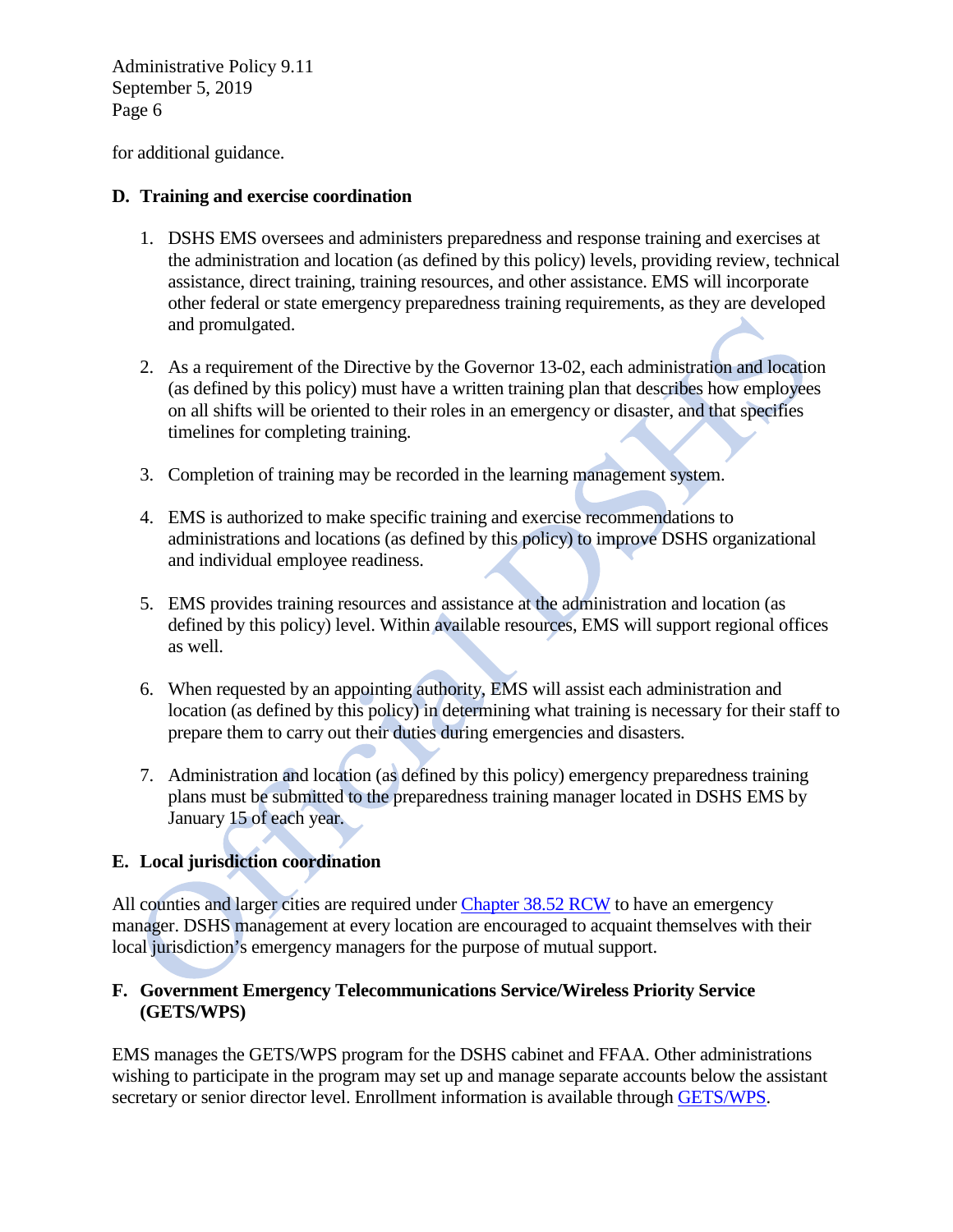for additional guidance.

**D. Training and exercise coordination**

1. DSHS EMS oversees and administers preparedness and response training and exercises at the administration and location (as defined by this policy) levels, providing review, technical assistance, direct training, training resources, and other assistance. EMS will incorporate other federal or state emergency preparedness training requirements, as they are developed and promulgated.

2. As a requirement of the Directive by the Governor 13-02, each administration and location (as defined by this policy) must have a written training plan that describes how employees on all shifts will be oriented to their roles in an emergency or disaster, and that specifies timelines for completing training.

3. Completion of training may be recorded in the learning management system.

4. EMS is authorized to make specific training and exercise recommendations to administrations and locations (as defined by this policy) to improve DSHS organizational and individual employee readiness.

5. EMS provides training resources and assistance at the administration and location (as defined by this policy) level. Within available resources, EMS will support regional offices as well.

6. When requested by an appointing authority, EMS will assist each administration and location (as defined by this policy) in determining what training is necessary for their staff to prepare them to carry out their duties during emergencies and disasters.

7. Administration and location (as defined by this policy) emergency preparedness training plans must be submitted to the preparedness training manager located in DSHS EMS by January 15 of each year.

**E. Local jurisdiction coordination**

All counties and larger cities are required under Chapter 38.52 RCW to have an emergency manager. DSHS management at every location are encouraged to acquaint themselves with their local jurisdiction's emergency managers for the purpose of mutual support.

**F. Government Emergency Telecommunications Service/Wireless Priority Service (GETS/WPS)**

EMS manages the GETS/WPS program for the DSHS cabinet and FFAA. Other administrations wishing to participate in the program may set up and manage separate accounts below the assistant secretary or senior director level. Enrollment information is available through GETS/WPS.